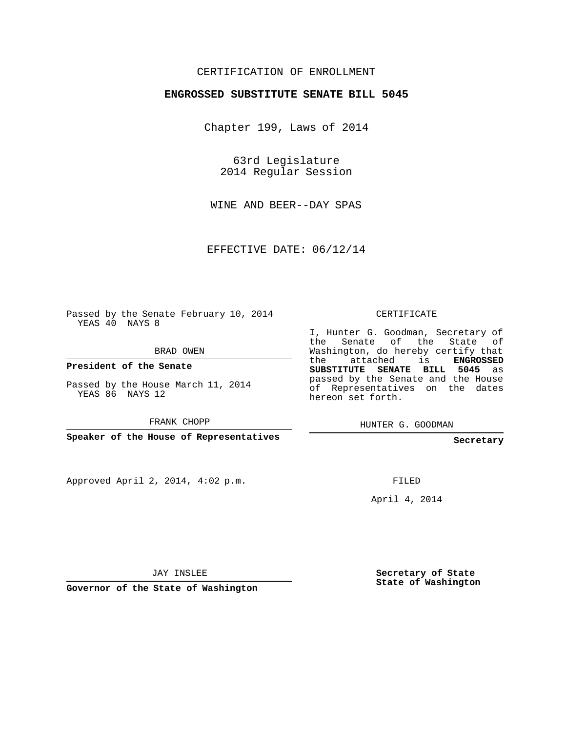CERTIFICATION OF ENROLLMENT

**ENGROSSED SUBSTITUTE SENATE BILL 5045**

Chapter 199, Laws of 2014

63rd Legislature
2014 Regular Session

WINE AND BEER--DAY SPAS

EFFECTIVE DATE: 06/12/14

Passed by the Senate February 10, 2014
YEAS 40 NAYS 8

BRAD OWEN

**President of the Senate**

Passed by the House March 11, 2014
YEAS 86 NAYS 12

FRANK CHOPP

**Speaker of the House of Representatives**

CERTIFICATE

I, Hunter G. Goodman, Secretary of the Senate of the State of Washington, do hereby certify that the attached is **ENGROSSED SUBSTITUTE SENATE BILL 5045** as passed by the Senate and the House of Representatives on the dates hereon set forth.

HUNTER G. GOODMAN

**Secretary**

Approved April 2, 2014, 4:02 p.m.

FILED

April 4, 2014

JAY INSLEE

**Governor of the State of Washington**

**Secretary of State**
**State of Washington**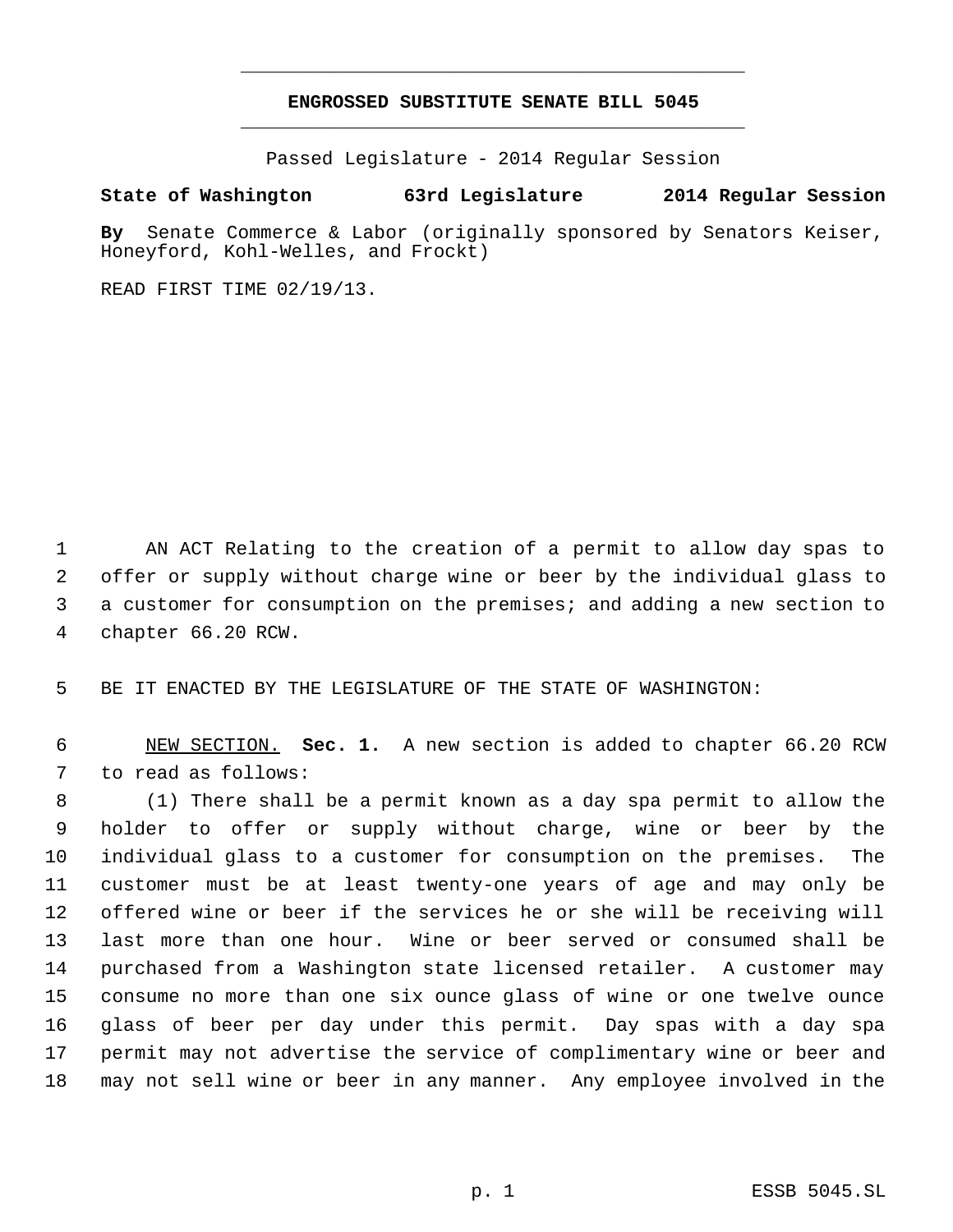**ENGROSSED SUBSTITUTE SENATE BILL 5045**

Passed Legislature - 2014 Regular Session

**State of Washington 63rd Legislature 2014 Regular Session**

**By** Senate Commerce & Labor (originally sponsored by Senators Keiser, Honeyford, Kohl-Welles, and Frockt)

READ FIRST TIME 02/19/13.

AN ACT Relating to the creation of a permit to allow day spas to offer or supply without charge wine or beer by the individual glass to a customer for consumption on the premises; and adding a new section to chapter 66.20 RCW.

BE IT ENACTED BY THE LEGISLATURE OF THE STATE OF WASHINGTON:

NEW SECTION. **Sec. 1.** A new section is added to chapter 66.20 RCW to read as follows:

(1) There shall be a permit known as a day spa permit to allow the holder to offer or supply without charge, wine or beer by the individual glass to a customer for consumption on the premises. The customer must be at least twenty-one years of age and may only be offered wine or beer if the services he or she will be receiving will last more than one hour. Wine or beer served or consumed shall be purchased from a Washington state licensed retailer. A customer may consume no more than one six ounce glass of wine or one twelve ounce glass of beer per day under this permit. Day spas with a day spa permit may not advertise the service of complimentary wine or beer and may not sell wine or beer in any manner. Any employee involved in the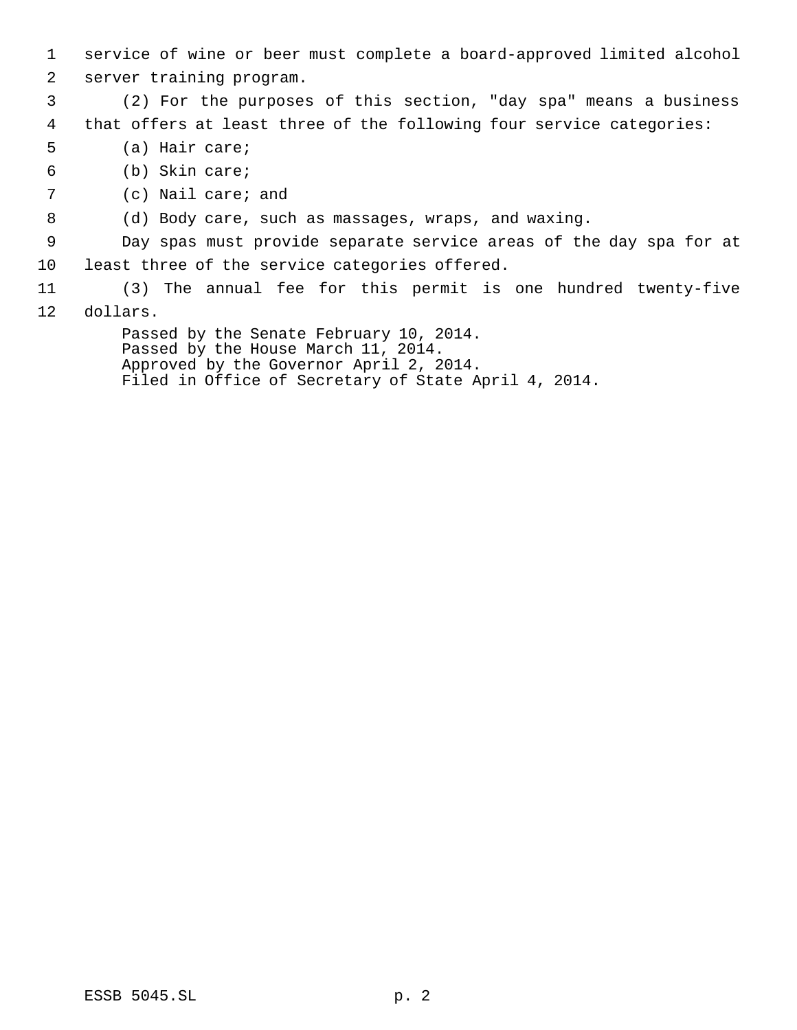service of wine or beer must complete a board-approved limited alcohol server training program.

(2) For the purposes of this section, "day spa" means a business that offers at least three of the following four service categories:

(a) Hair care;

(b) Skin care;

(c) Nail care; and

(d) Body care, such as massages, wraps, and waxing.

Day spas must provide separate service areas of the day spa for at least three of the service categories offered.

(3) The annual fee for this permit is one hundred twenty-five dollars.

Passed by the Senate February 10, 2014.
Passed by the House March 11, 2014.
Approved by the Governor April 2, 2014.
Filed in Office of Secretary of State April 4, 2014.